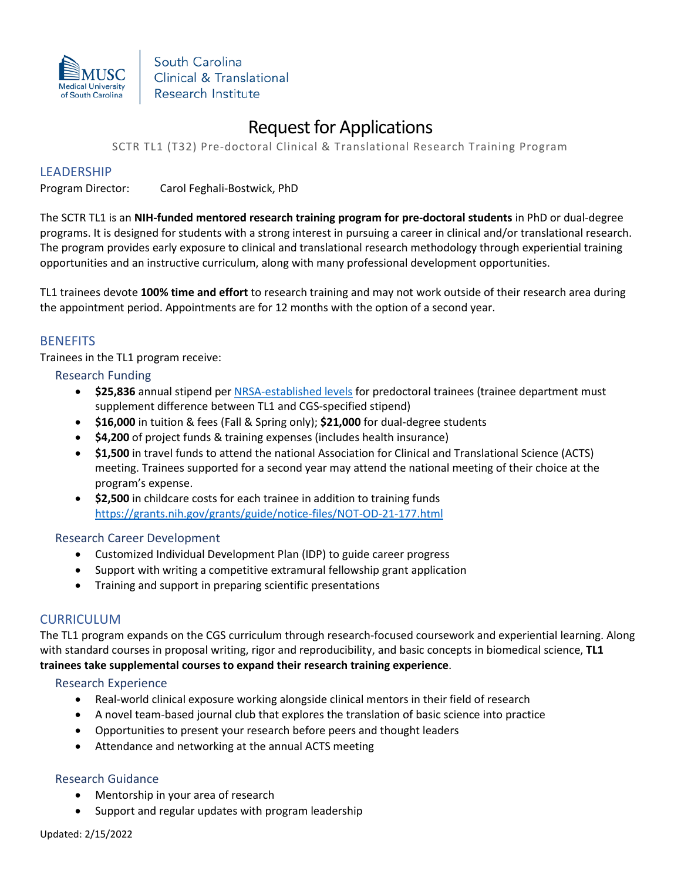MUSC Medical University of South Carolina | South Carolina Clinical & Translational Research Institute

# Request for Applications

SCTR TL1 (T32) Pre-doctoral Clinical & Translational Research Training Program

## LEADERSHIP

Program Director: Carol Feghali-Bostwick, PhD

The SCTR TL1 is an **NIH-funded mentored research training program for pre-doctoral students** in PhD or dual-degree programs. It is designed for students with a strong interest in pursuing a career in clinical and/or translational research. The program provides early exposure to clinical and translational research methodology through experiential training opportunities and an instructive curriculum, along with many professional development opportunities.

TL1 trainees devote **100% time and effort** to research training and may not work outside of their research area during the appointment period. Appointments are for 12 months with the option of a second year.

## BENEFITS

Trainees in the TL1 program receive:

### Research Funding

- **$25,836** annual stipend per NRSA-established levels for predoctoral trainees (trainee department must supplement difference between TL1 and CGS-specified stipend)
- **$16,000** in tuition & fees (Fall & Spring only); **$21,000** for dual-degree students
- **$4,200** of project funds & training expenses (includes health insurance)
- **$1,500** in travel funds to attend the national Association for Clinical and Translational Science (ACTS) meeting. Trainees supported for a second year may attend the national meeting of their choice at the program's expense.
- **$2,500** in childcare costs for each trainee in addition to training funds https://grants.nih.gov/grants/guide/notice-files/NOT-OD-21-177.html

### Research Career Development

- Customized Individual Development Plan (IDP) to guide career progress
- Support with writing a competitive extramural fellowship grant application
- Training and support in preparing scientific presentations

## CURRICULUM

The TL1 program expands on the CGS curriculum through research-focused coursework and experiential learning. Along with standard courses in proposal writing, rigor and reproducibility, and basic concepts in biomedical science, **TL1 trainees take supplemental courses to expand their research training experience**.

### Research Experience

- Real-world clinical exposure working alongside clinical mentors in their field of research
- A novel team-based journal club that explores the translation of basic science into practice
- Opportunities to present your research before peers and thought leaders
- Attendance and networking at the annual ACTS meeting

### Research Guidance

- Mentorship in your area of research
- Support and regular updates with program leadership

Updated: 2/15/2022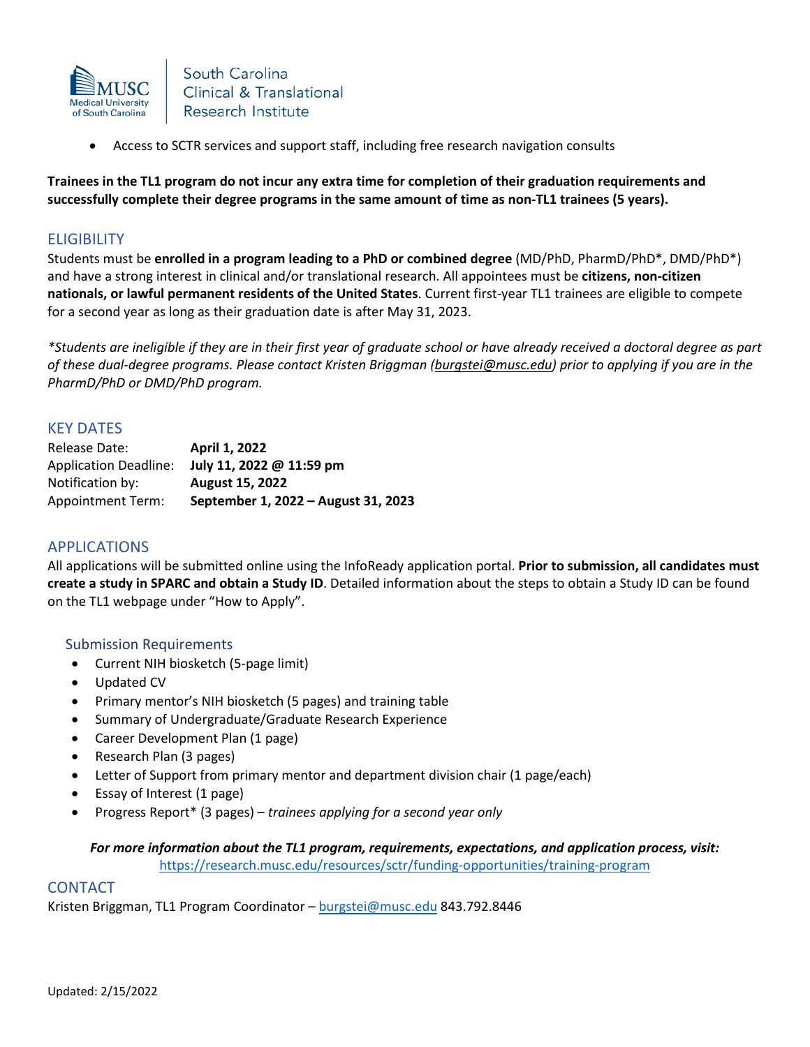- Access to SCTR services and support staff, including free research navigation consults

**Trainees in the TL1 program do not incur any extra time for completion of their graduation requirements and successfully complete their degree programs in the same amount of time as non-TL1 trainees (5 years).**

## ELIGIBILITY

Students must be **enrolled in a program leading to a PhD or combined degree** (MD/PhD, PharmD/PhD*, DMD/PhD*) and have a strong interest in clinical and/or translational research. All appointees must be **citizens, non-citizen nationals, or lawful permanent residents of the United States**. Current first-year TL1 trainees are eligible to compete for a second year as long as their graduation date is after May 31, 2023.

*\*Students are ineligible if they are in their first year of graduate school or have already received a doctoral degree as part of these dual-degree programs. Please contact Kristen Briggman (burgstei@musc.edu) prior to applying if you are in the PharmD/PhD or DMD/PhD program.*

## KEY DATES

| | |
|---|---|
| Release Date: | **April 1, 2022** |
| Application Deadline: | **July 11, 2022 @ 11:59 pm** |
| Notification by: | **August 15, 2022** |
| Appointment Term: | **September 1, 2022 – August 31, 2023** |

## APPLICATIONS

All applications will be submitted online using the InfoReady application portal. **Prior to submission, all candidates must create a study in SPARC and obtain a Study ID**. Detailed information about the steps to obtain a Study ID can be found on the TL1 webpage under "How to Apply".

### Submission Requirements

- Current NIH biosketch (5-page limit)
- Updated CV
- Primary mentor's NIH biosketch (5 pages) and training table
- Summary of Undergraduate/Graduate Research Experience
- Career Development Plan (1 page)
- Research Plan (3 pages)
- Letter of Support from primary mentor and department division chair (1 page/each)
- Essay of Interest (1 page)
- Progress Report* (3 pages) – *trainees applying for a second year only*

***For more information about the TL1 program, requirements, expectations, and application process, visit:***
https://research.musc.edu/resources/sctr/funding-opportunities/training-program

## CONTACT

Kristen Briggman, TL1 Program Coordinator – burgstei@musc.edu 843.792.8446

Updated: 2/15/2022